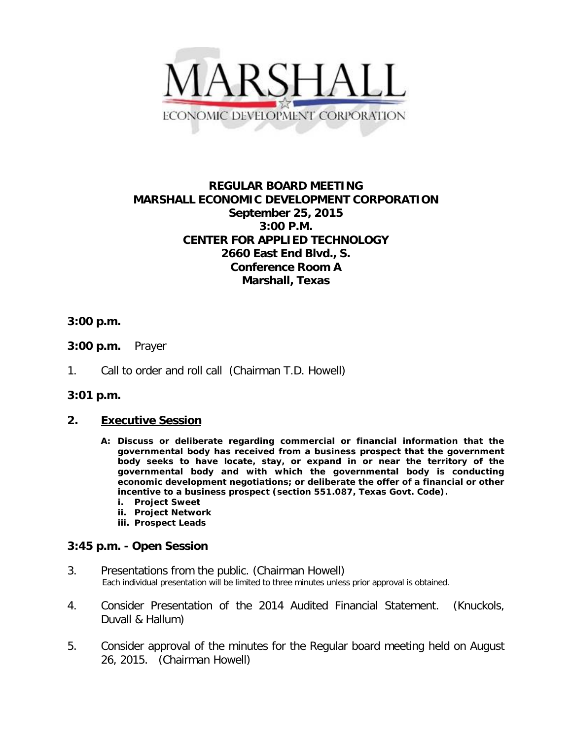MARSHALL

ECONOMIC DEVELOPMENT CORPORATION

# REGULAR BOARD MEETING
# MARSHALL ECONOMIC DEVELOPMENT CORPORATION

**September 25, 2015**
**3:00 P.M.**
**CENTER FOR APPLIED TECHNOLOGY**
**2660 East End Blvd., S.**
**Conference Room A**
**Marshall, Texas**

**3:00 p.m.**

**3:00 p.m.** Prayer

1. Call to order and roll call (Chairman T.D. Howell)

**3:01 p.m.**

## 2. Executive Session

**A: Discuss or deliberate regarding commercial or financial information that the governmental body has received from a business prospect that the government body seeks to have locate, stay, or expand in or near the territory of the governmental body and with which the governmental body is conducting economic development negotiations; or deliberate the offer of a financial or other incentive to a business prospect (section 551.087, Texas Govt. Code).**

- **i. Project Sweet**
- **ii. Project Network**
- **iii. Prospect Leads**

**3:45 p.m. - Open Session**

3. Presentations from the public. (Chairman Howell)
   Each individual presentation will be limited to three minutes unless prior approval is obtained.

4. Consider Presentation of the 2014 Audited Financial Statement. (Knuckols, Duvall & Hallum)

5. Consider approval of the minutes for the Regular board meeting held on August 26, 2015. (Chairman Howell)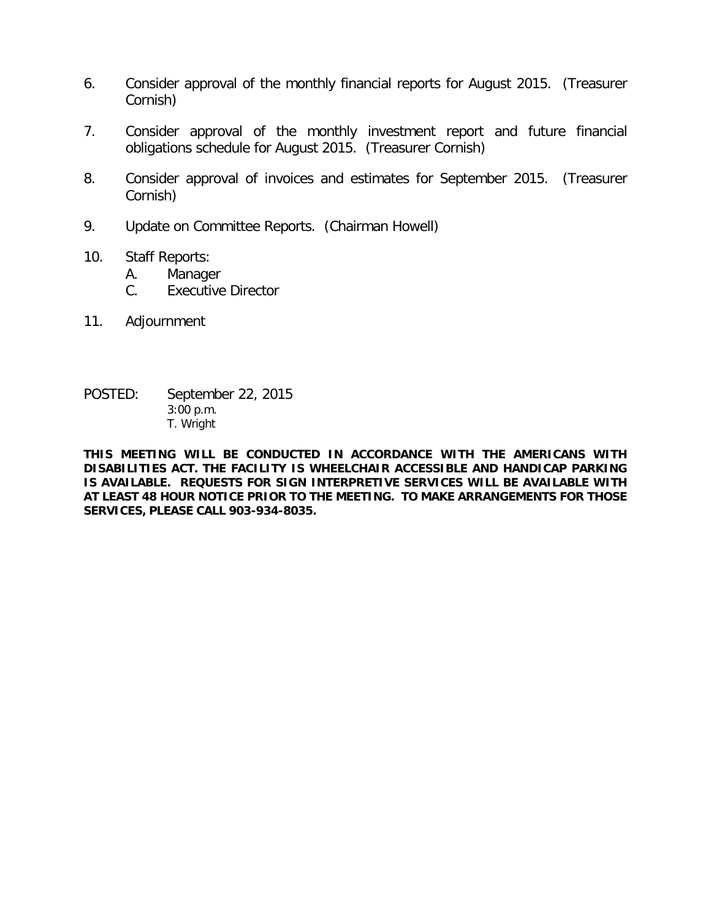6. Consider approval of the monthly financial reports for August 2015. (Treasurer Cornish)

7. Consider approval of the monthly investment report and future financial obligations schedule for August 2015. (Treasurer Cornish)

8. Consider approval of invoices and estimates for September 2015. (Treasurer Cornish)

9. Update on Committee Reports. (Chairman Howell)

10. Staff Reports:
    A. Manager
    C. Executive Director

11. Adjournment

POSTED: September 22, 2015
3:00 p.m.
T. Wright

**THIS MEETING WILL BE CONDUCTED IN ACCORDANCE WITH THE AMERICANS WITH DISABILITIES ACT. THE FACILITY IS WHEELCHAIR ACCESSIBLE AND HANDICAP PARKING IS AVAILABLE. REQUESTS FOR SIGN INTERPRETIVE SERVICES WILL BE AVAILABLE WITH AT LEAST 48 HOUR NOTICE PRIOR TO THE MEETING. TO MAKE ARRANGEMENTS FOR THOSE SERVICES, PLEASE CALL 903-934-8035.**